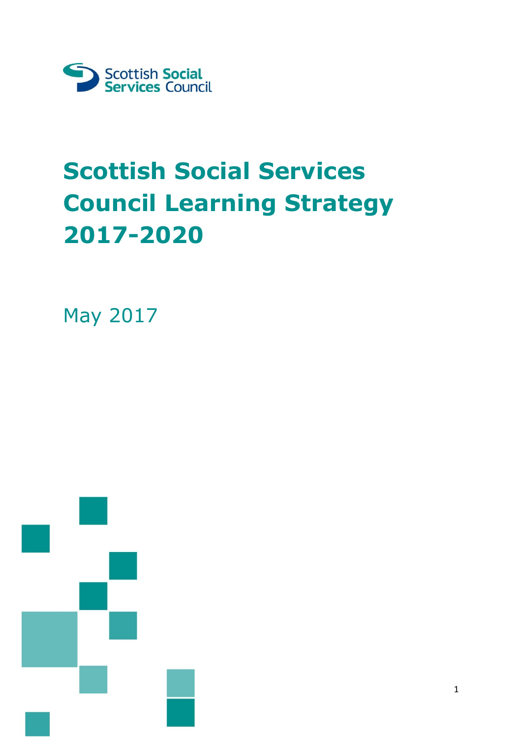Scottish Social Services Council

# Scottish Social Services Council Learning Strategy 2017-2020

May 2017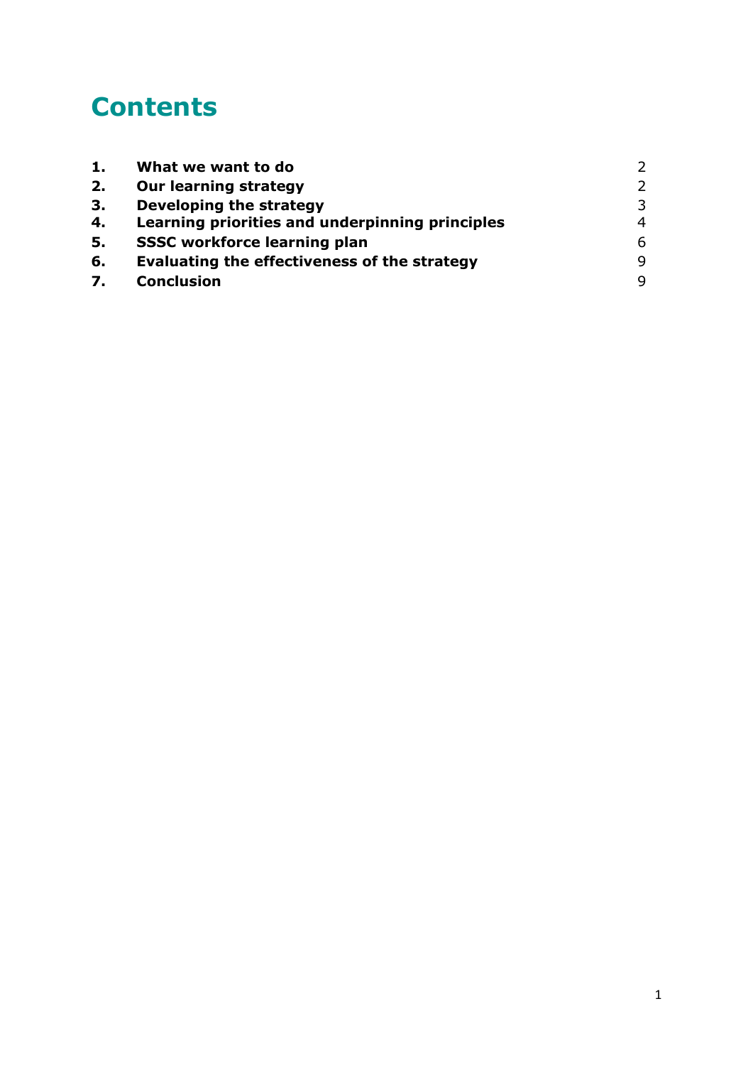# Contents

| | | |
|---|---|---|
| **1.** | **What we want to do** | 2 |
| **2.** | **Our learning strategy** | 2 |
| **3.** | **Developing the strategy** | 3 |
| **4.** | **Learning priorities and underpinning principles** | 4 |
| **5.** | **SSSC workforce learning plan** | 6 |
| **6.** | **Evaluating the effectiveness of the strategy** | 9 |
| **7.** | **Conclusion** | 9 |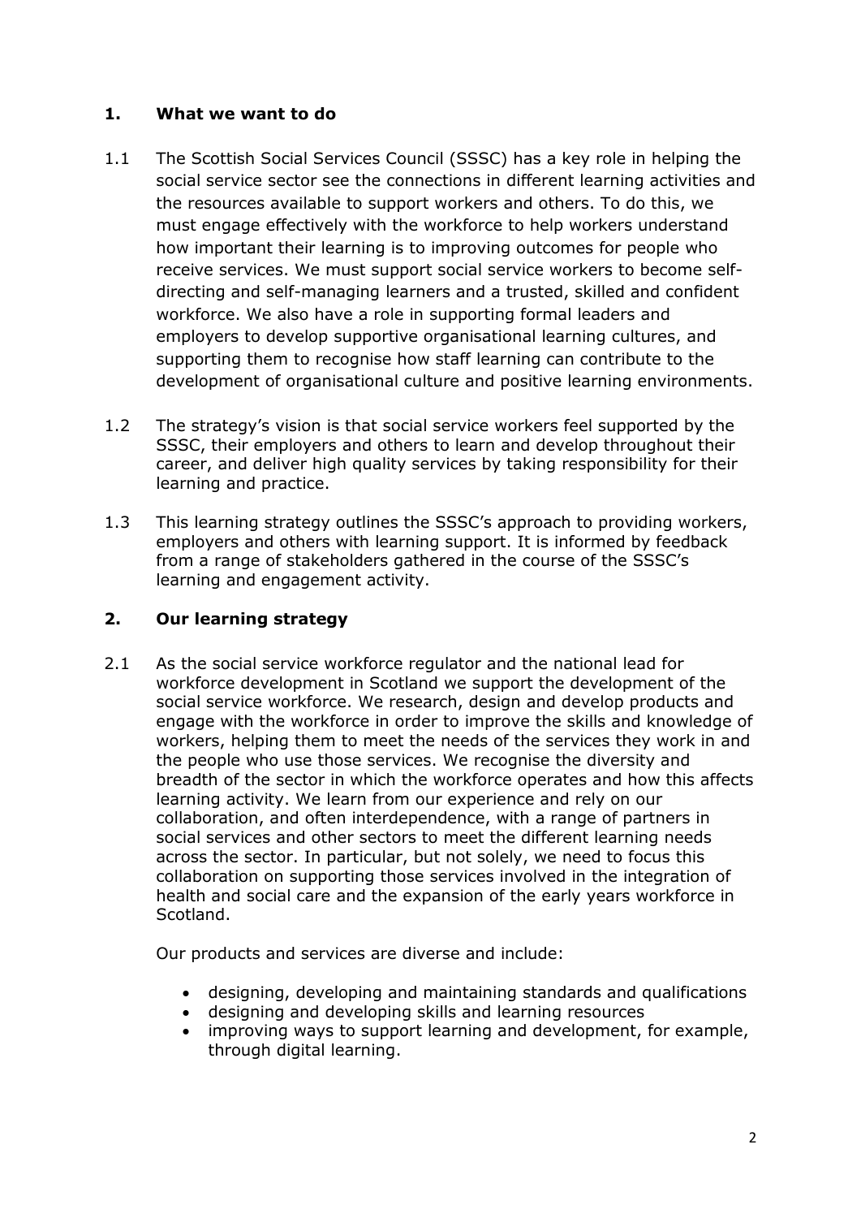## 1. What we want to do

1.1 The Scottish Social Services Council (SSSC) has a key role in helping the social service sector see the connections in different learning activities and the resources available to support workers and others. To do this, we must engage effectively with the workforce to help workers understand how important their learning is to improving outcomes for people who receive services. We must support social service workers to become self-directing and self-managing learners and a trusted, skilled and confident workforce. We also have a role in supporting formal leaders and employers to develop supportive organisational learning cultures, and supporting them to recognise how staff learning can contribute to the development of organisational culture and positive learning environments.

1.2 The strategy's vision is that social service workers feel supported by the SSSC, their employers and others to learn and develop throughout their career, and deliver high quality services by taking responsibility for their learning and practice.

1.3 This learning strategy outlines the SSSC's approach to providing workers, employers and others with learning support. It is informed by feedback from a range of stakeholders gathered in the course of the SSSC's learning and engagement activity.

## 2. Our learning strategy

2.1 As the social service workforce regulator and the national lead for workforce development in Scotland we support the development of the social service workforce. We research, design and develop products and engage with the workforce in order to improve the skills and knowledge of workers, helping them to meet the needs of the services they work in and the people who use those services. We recognise the diversity and breadth of the sector in which the workforce operates and how this affects learning activity. We learn from our experience and rely on our collaboration, and often interdependence, with a range of partners in social services and other sectors to meet the different learning needs across the sector. In particular, but not solely, we need to focus this collaboration on supporting those services involved in the integration of health and social care and the expansion of the early years workforce in Scotland.

Our products and services are diverse and include:

- designing, developing and maintaining standards and qualifications
- designing and developing skills and learning resources
- improving ways to support learning and development, for example, through digital learning.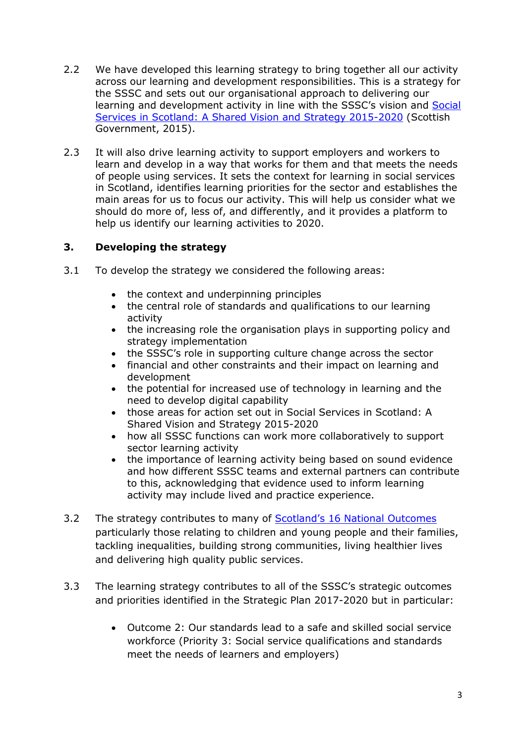2.2 We have developed this learning strategy to bring together all our activity across our learning and development responsibilities. This is a strategy for the SSSC and sets out our organisational approach to delivering our learning and development activity in line with the SSSC's vision and [Social Services in Scotland: A Shared Vision and Strategy 2015-2020]() (Scottish Government, 2015).

2.3 It will also drive learning activity to support employers and workers to learn and develop in a way that works for them and that meets the needs of people using services. It sets the context for learning in social services in Scotland, identifies learning priorities for the sector and establishes the main areas for us to focus our activity. This will help us consider what we should do more of, less of, and differently, and it provides a platform to help us identify our learning activities to 2020.

## 3. Developing the strategy

3.1 To develop the strategy we considered the following areas:

- the context and underpinning principles
- the central role of standards and qualifications to our learning activity
- the increasing role the organisation plays in supporting policy and strategy implementation
- the SSSC's role in supporting culture change across the sector
- financial and other constraints and their impact on learning and development
- the potential for increased use of technology in learning and the need to develop digital capability
- those areas for action set out in Social Services in Scotland: A Shared Vision and Strategy 2015-2020
- how all SSSC functions can work more collaboratively to support sector learning activity
- the importance of learning activity being based on sound evidence and how different SSSC teams and external partners can contribute to this, acknowledging that evidence used to inform learning activity may include lived and practice experience.

3.2 The strategy contributes to many of [Scotland's 16 National Outcomes]() particularly those relating to children and young people and their families, tackling inequalities, building strong communities, living healthier lives and delivering high quality public services.

3.3 The learning strategy contributes to all of the SSSC's strategic outcomes and priorities identified in the Strategic Plan 2017-2020 but in particular:

- Outcome 2: Our standards lead to a safe and skilled social service workforce (Priority 3: Social service qualifications and standards meet the needs of learners and employers)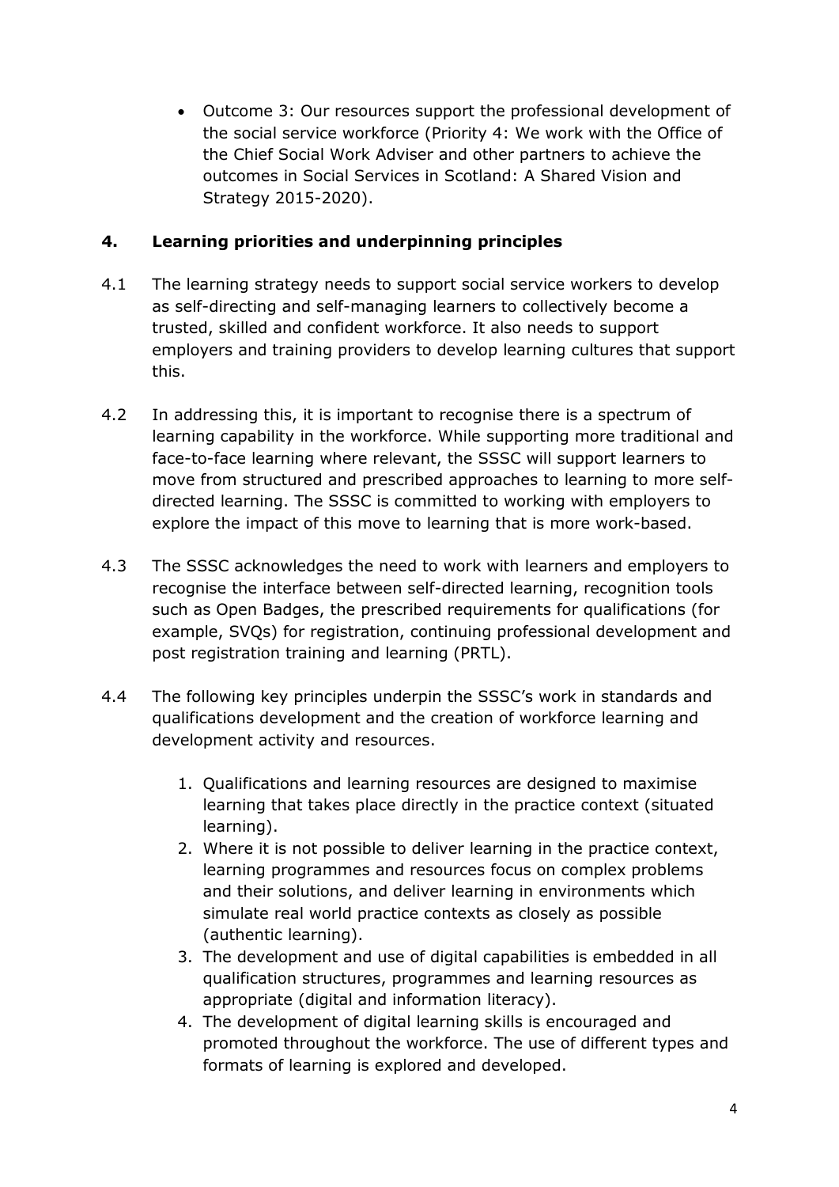- Outcome 3: Our resources support the professional development of the social service workforce (Priority 4: We work with the Office of the Chief Social Work Adviser and other partners to achieve the outcomes in Social Services in Scotland: A Shared Vision and Strategy 2015-2020).

## 4. Learning priorities and underpinning principles

4.1 The learning strategy needs to support social service workers to develop as self-directing and self-managing learners to collectively become a trusted, skilled and confident workforce. It also needs to support employers and training providers to develop learning cultures that support this.

4.2 In addressing this, it is important to recognise there is a spectrum of learning capability in the workforce. While supporting more traditional and face-to-face learning where relevant, the SSSC will support learners to move from structured and prescribed approaches to learning to more self-directed learning. The SSSC is committed to working with employers to explore the impact of this move to learning that is more work-based.

4.3 The SSSC acknowledges the need to work with learners and employers to recognise the interface between self-directed learning, recognition tools such as Open Badges, the prescribed requirements for qualifications (for example, SVQs) for registration, continuing professional development and post registration training and learning (PRTL).

4.4 The following key principles underpin the SSSC's work in standards and qualifications development and the creation of workforce learning and development activity and resources.

1. Qualifications and learning resources are designed to maximise learning that takes place directly in the practice context (situated learning).
2. Where it is not possible to deliver learning in the practice context, learning programmes and resources focus on complex problems and their solutions, and deliver learning in environments which simulate real world practice contexts as closely as possible (authentic learning).
3. The development and use of digital capabilities is embedded in all qualification structures, programmes and learning resources as appropriate (digital and information literacy).
4. The development of digital learning skills is encouraged and promoted throughout the workforce. The use of different types and formats of learning is explored and developed.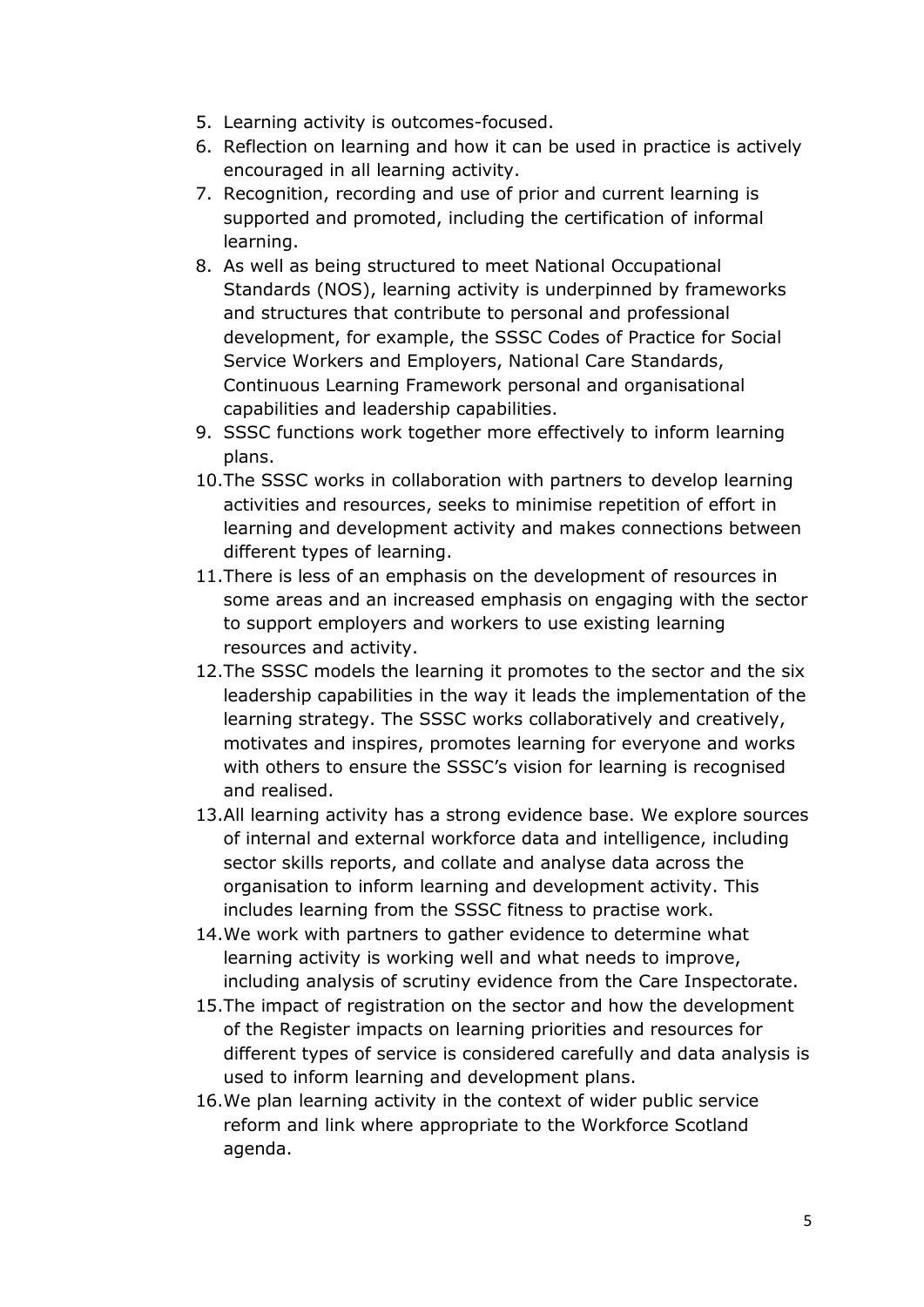5. Learning activity is outcomes-focused.
6. Reflection on learning and how it can be used in practice is actively encouraged in all learning activity.
7. Recognition, recording and use of prior and current learning is supported and promoted, including the certification of informal learning.
8. As well as being structured to meet National Occupational Standards (NOS), learning activity is underpinned by frameworks and structures that contribute to personal and professional development, for example, the SSSC Codes of Practice for Social Service Workers and Employers, National Care Standards, Continuous Learning Framework personal and organisational capabilities and leadership capabilities.
9. SSSC functions work together more effectively to inform learning plans.
10. The SSSC works in collaboration with partners to develop learning activities and resources, seeks to minimise repetition of effort in learning and development activity and makes connections between different types of learning.
11. There is less of an emphasis on the development of resources in some areas and an increased emphasis on engaging with the sector to support employers and workers to use existing learning resources and activity.
12. The SSSC models the learning it promotes to the sector and the six leadership capabilities in the way it leads the implementation of the learning strategy. The SSSC works collaboratively and creatively, motivates and inspires, promotes learning for everyone and works with others to ensure the SSSC's vision for learning is recognised and realised.
13. All learning activity has a strong evidence base. We explore sources of internal and external workforce data and intelligence, including sector skills reports, and collate and analyse data across the organisation to inform learning and development activity. This includes learning from the SSSC fitness to practise work.
14. We work with partners to gather evidence to determine what learning activity is working well and what needs to improve, including analysis of scrutiny evidence from the Care Inspectorate.
15. The impact of registration on the sector and how the development of the Register impacts on learning priorities and resources for different types of service is considered carefully and data analysis is used to inform learning and development plans.
16. We plan learning activity in the context of wider public service reform and link where appropriate to the Workforce Scotland agenda.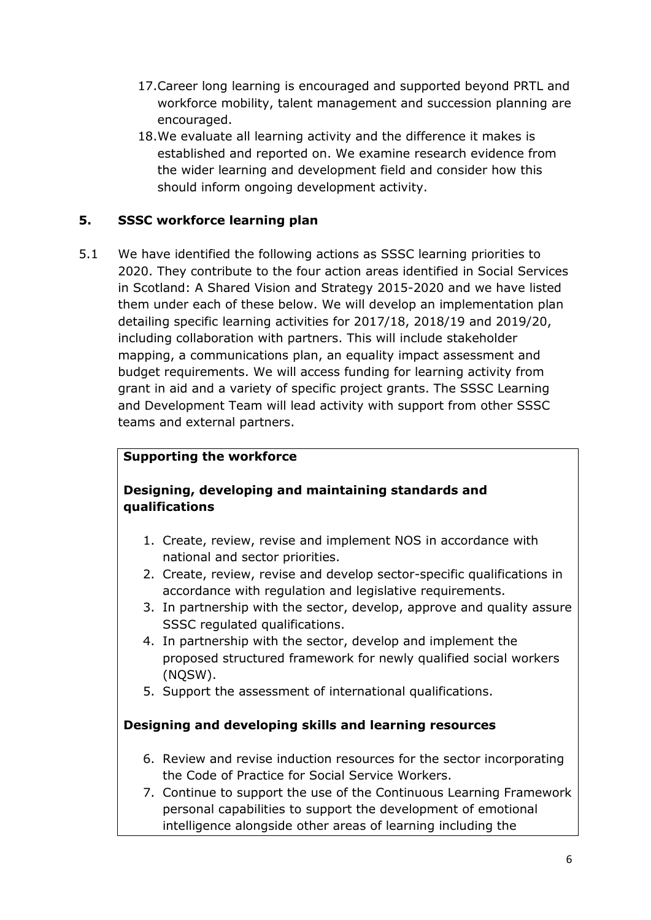17. Career long learning is encouraged and supported beyond PRTL and workforce mobility, talent management and succession planning are encouraged.
18. We evaluate all learning activity and the difference it makes is established and reported on. We examine research evidence from the wider learning and development field and consider how this should inform ongoing development activity.

## 5. SSSC workforce learning plan

5.1 We have identified the following actions as SSSC learning priorities to 2020. They contribute to the four action areas identified in Social Services in Scotland: A Shared Vision and Strategy 2015-2020 and we have listed them under each of these below. We will develop an implementation plan detailing specific learning activities for 2017/18, 2018/19 and 2019/20, including collaboration with partners. This will include stakeholder mapping, a communications plan, an equality impact assessment and budget requirements. We will access funding for learning activity from grant in aid and a variety of specific project grants. The SSSC Learning and Development Team will lead activity with support from other SSSC teams and external partners.

**Supporting the workforce**

**Designing, developing and maintaining standards and qualifications**

1. Create, review, revise and implement NOS in accordance with national and sector priorities.
2. Create, review, revise and develop sector-specific qualifications in accordance with regulation and legislative requirements.
3. In partnership with the sector, develop, approve and quality assure SSSC regulated qualifications.
4. In partnership with the sector, develop and implement the proposed structured framework for newly qualified social workers (NQSW).
5. Support the assessment of international qualifications.

**Designing and developing skills and learning resources**

6. Review and revise induction resources for the sector incorporating the Code of Practice for Social Service Workers.
7. Continue to support the use of the Continuous Learning Framework personal capabilities to support the development of emotional intelligence alongside other areas of learning including the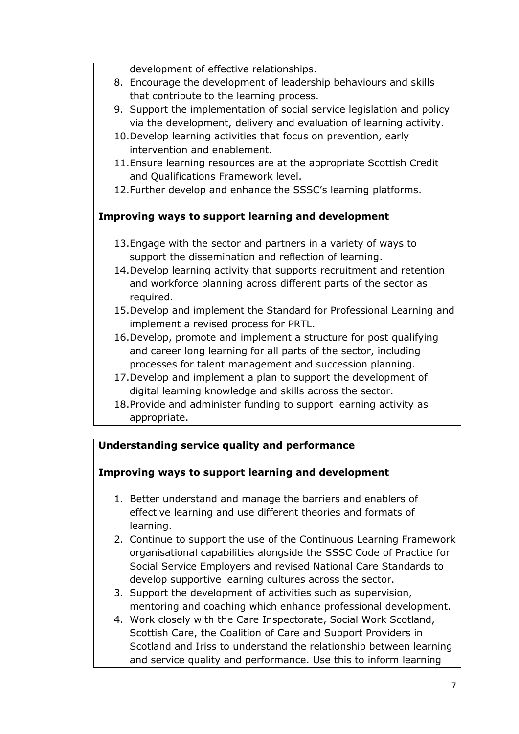development of effective relationships.

8. Encourage the development of leadership behaviours and skills that contribute to the learning process.
9. Support the implementation of social service legislation and policy via the development, delivery and evaluation of learning activity.
10. Develop learning activities that focus on prevention, early intervention and enablement.
11. Ensure learning resources are at the appropriate Scottish Credit and Qualifications Framework level.
12. Further develop and enhance the SSSC's learning platforms.

**Improving ways to support learning and development**

13. Engage with the sector and partners in a variety of ways to support the dissemination and reflection of learning.
14. Develop learning activity that supports recruitment and retention and workforce planning across different parts of the sector as required.
15. Develop and implement the Standard for Professional Learning and implement a revised process for PRTL.
16. Develop, promote and implement a structure for post qualifying and career long learning for all parts of the sector, including processes for talent management and succession planning.
17. Develop and implement a plan to support the development of digital learning knowledge and skills across the sector.
18. Provide and administer funding to support learning activity as appropriate.

**Understanding service quality and performance**

**Improving ways to support learning and development**

1. Better understand and manage the barriers and enablers of effective learning and use different theories and formats of learning.
2. Continue to support the use of the Continuous Learning Framework organisational capabilities alongside the SSSC Code of Practice for Social Service Employers and revised National Care Standards to develop supportive learning cultures across the sector.
3. Support the development of activities such as supervision, mentoring and coaching which enhance professional development.
4. Work closely with the Care Inspectorate, Social Work Scotland, Scottish Care, the Coalition of Care and Support Providers in Scotland and Iriss to understand the relationship between learning and service quality and performance. Use this to inform learning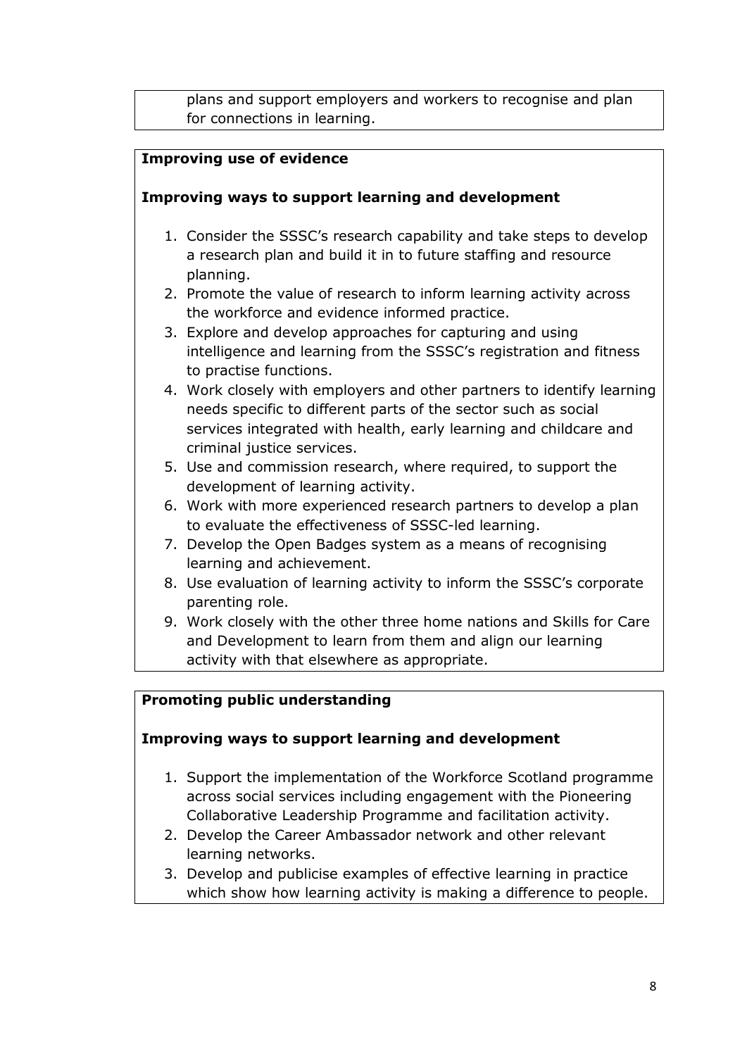plans and support employers and workers to recognise and plan for connections in learning.

**Improving use of evidence**

**Improving ways to support learning and development**

1. Consider the SSSC's research capability and take steps to develop a research plan and build it in to future staffing and resource planning.
2. Promote the value of research to inform learning activity across the workforce and evidence informed practice.
3. Explore and develop approaches for capturing and using intelligence and learning from the SSSC's registration and fitness to practise functions.
4. Work closely with employers and other partners to identify learning needs specific to different parts of the sector such as social services integrated with health, early learning and childcare and criminal justice services.
5. Use and commission research, where required, to support the development of learning activity.
6. Work with more experienced research partners to develop a plan to evaluate the effectiveness of SSSC-led learning.
7. Develop the Open Badges system as a means of recognising learning and achievement.
8. Use evaluation of learning activity to inform the SSSC's corporate parenting role.
9. Work closely with the other three home nations and Skills for Care and Development to learn from them and align our learning activity with that elsewhere as appropriate.

**Promoting public understanding**

**Improving ways to support learning and development**

1. Support the implementation of the Workforce Scotland programme across social services including engagement with the Pioneering Collaborative Leadership Programme and facilitation activity.
2. Develop the Career Ambassador network and other relevant learning networks.
3. Develop and publicise examples of effective learning in practice which show how learning activity is making a difference to people.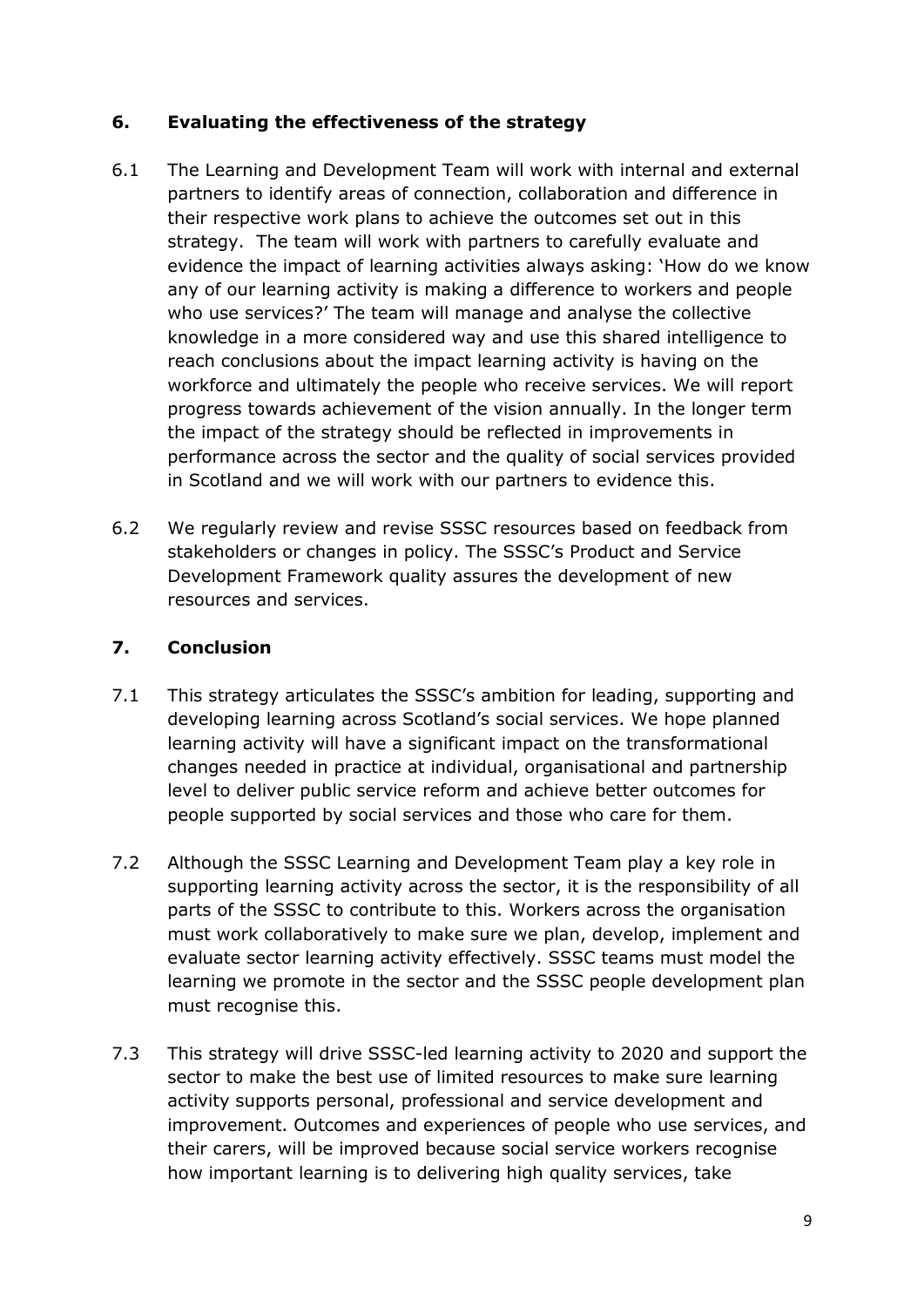## 6. Evaluating the effectiveness of the strategy

6.1 The Learning and Development Team will work with internal and external partners to identify areas of connection, collaboration and difference in their respective work plans to achieve the outcomes set out in this strategy. The team will work with partners to carefully evaluate and evidence the impact of learning activities always asking: 'How do we know any of our learning activity is making a difference to workers and people who use services?' The team will manage and analyse the collective knowledge in a more considered way and use this shared intelligence to reach conclusions about the impact learning activity is having on the workforce and ultimately the people who receive services. We will report progress towards achievement of the vision annually. In the longer term the impact of the strategy should be reflected in improvements in performance across the sector and the quality of social services provided in Scotland and we will work with our partners to evidence this.

6.2 We regularly review and revise SSSC resources based on feedback from stakeholders or changes in policy. The SSSC's Product and Service Development Framework quality assures the development of new resources and services.

## 7. Conclusion

7.1 This strategy articulates the SSSC's ambition for leading, supporting and developing learning across Scotland's social services. We hope planned learning activity will have a significant impact on the transformational changes needed in practice at individual, organisational and partnership level to deliver public service reform and achieve better outcomes for people supported by social services and those who care for them.

7.2 Although the SSSC Learning and Development Team play a key role in supporting learning activity across the sector, it is the responsibility of all parts of the SSSC to contribute to this. Workers across the organisation must work collaboratively to make sure we plan, develop, implement and evaluate sector learning activity effectively. SSSC teams must model the learning we promote in the sector and the SSSC people development plan must recognise this.

7.3 This strategy will drive SSSC-led learning activity to 2020 and support the sector to make the best use of limited resources to make sure learning activity supports personal, professional and service development and improvement. Outcomes and experiences of people who use services, and their carers, will be improved because social service workers recognise how important learning is to delivering high quality services, take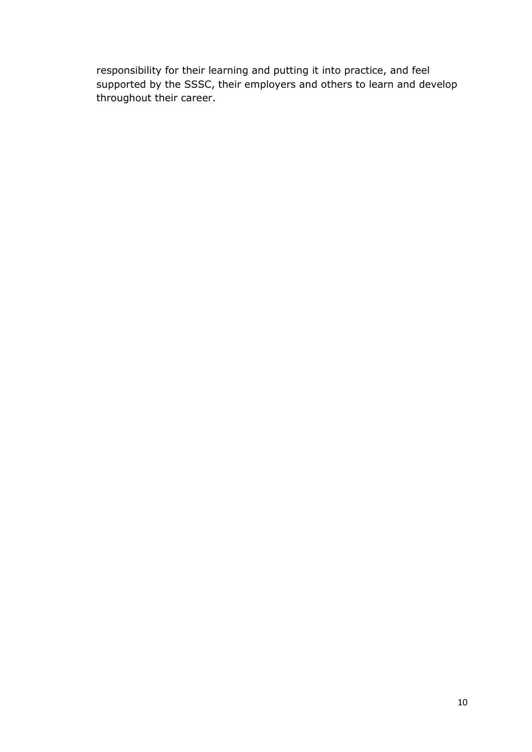responsibility for their learning and putting it into practice, and feel supported by the SSSC, their employers and others to learn and develop throughout their career.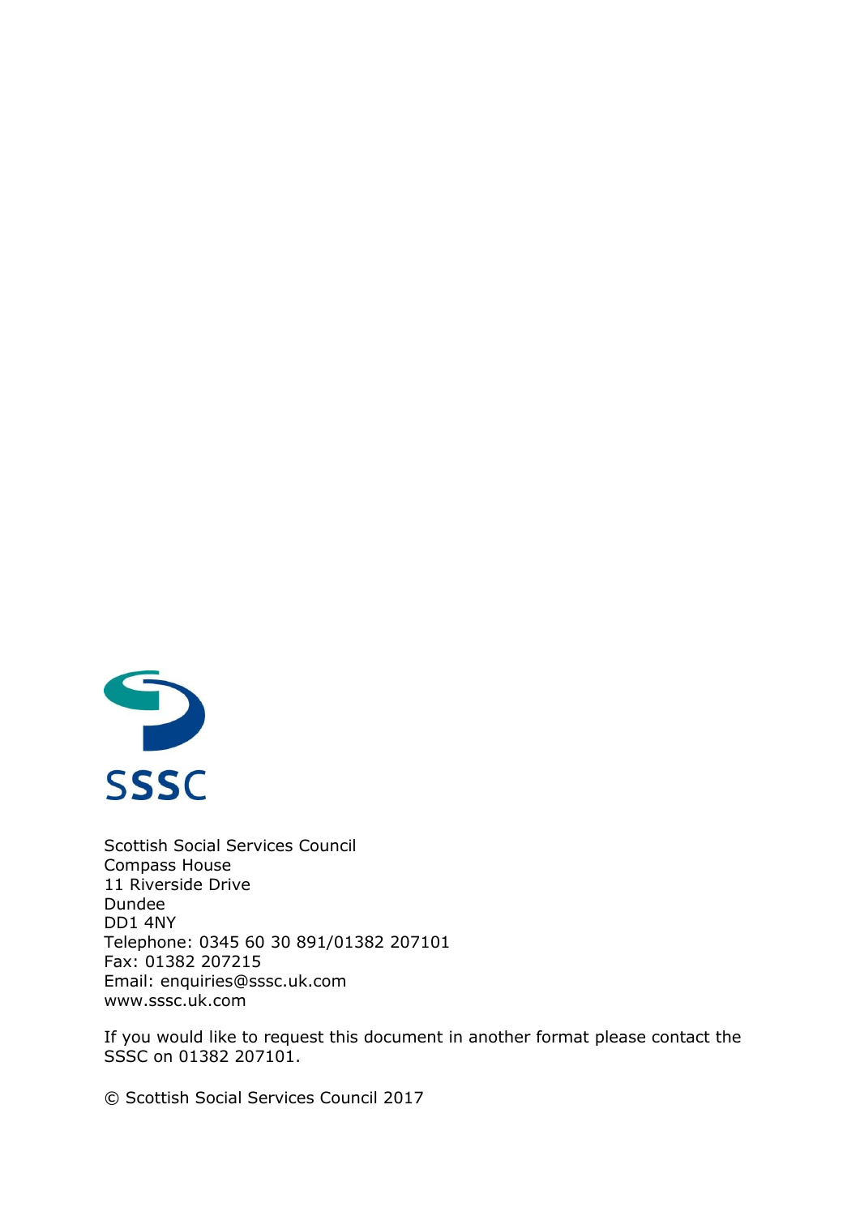SSSC

Scottish Social Services Council
Compass House
11 Riverside Drive
Dundee
DD1 4NY
Telephone: 0345 60 30 891/01382 207101
Fax: 01382 207215
Email: enquiries@sssc.uk.com
www.sssc.uk.com

If you would like to request this document in another format please contact the SSSC on 01382 207101.

© Scottish Social Services Council 2017